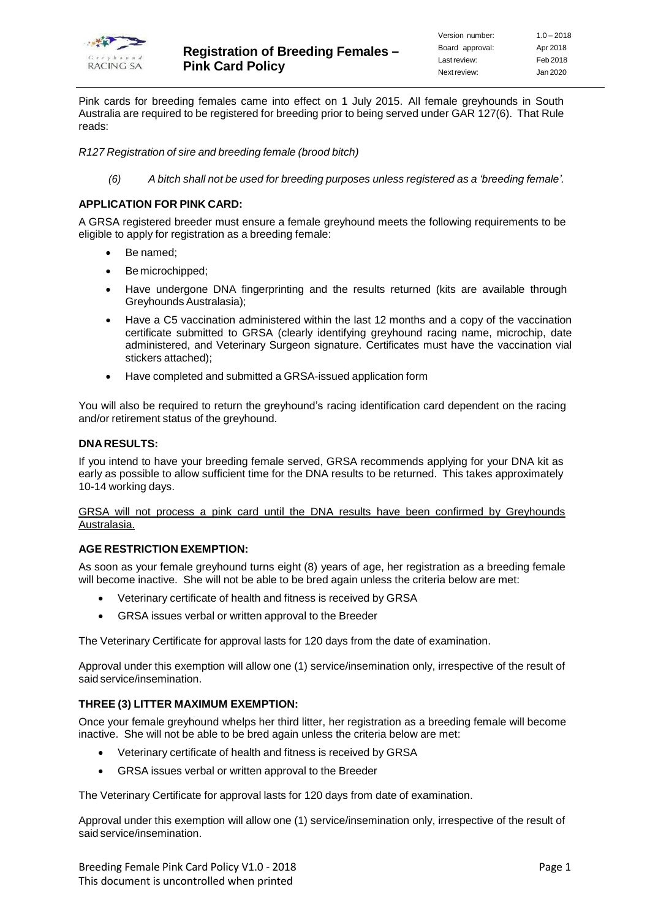# Registration of Breeding Females – Pink Card Policy

| Version number: | 1.0 – 2018 |
| --- | --- |
| Board approval: | Apr 2018 |
| Last review: | Feb 2018 |
| Next review: | Jan 2020 |

Pink cards for breeding females came into effect on 1 July 2015. All female greyhounds in South Australia are required to be registered for breeding prior to being served under GAR 127(6). That Rule reads:

*R127 Registration of sire and breeding female (brood bitch)*

*(6) A bitch shall not be used for breeding purposes unless registered as a 'breeding female'.*

**APPLICATION FOR PINK CARD:**

A GRSA registered breeder must ensure a female greyhound meets the following requirements to be eligible to apply for registration as a breeding female:

- Be named;
- Be microchipped;
- Have undergone DNA fingerprinting and the results returned (kits are available through Greyhounds Australasia);
- Have a C5 vaccination administered within the last 12 months and a copy of the vaccination certificate submitted to GRSA (clearly identifying greyhound racing name, microchip, date administered, and Veterinary Surgeon signature. Certificates must have the vaccination vial stickers attached);
- Have completed and submitted a GRSA-issued application form

You will also be required to return the greyhound's racing identification card dependent on the racing and/or retirement status of the greyhound.

**DNA RESULTS:**

If you intend to have your breeding female served, GRSA recommends applying for your DNA kit as early as possible to allow sufficient time for the DNA results to be returned. This takes approximately 10-14 working days.

GRSA will not process a pink card until the DNA results have been confirmed by Greyhounds Australasia.

**AGE RESTRICTION EXEMPTION:**

As soon as your female greyhound turns eight (8) years of age, her registration as a breeding female will become inactive. She will not be able to be bred again unless the criteria below are met:

- Veterinary certificate of health and fitness is received by GRSA
- GRSA issues verbal or written approval to the Breeder

The Veterinary Certificate for approval lasts for 120 days from the date of examination.

Approval under this exemption will allow one (1) service/insemination only, irrespective of the result of said service/insemination.

**THREE (3) LITTER MAXIMUM EXEMPTION:**

Once your female greyhound whelps her third litter, her registration as a breeding female will become inactive. She will not be able to be bred again unless the criteria below are met:

- Veterinary certificate of health and fitness is received by GRSA
- GRSA issues verbal or written approval to the Breeder

The Veterinary Certificate for approval lasts for 120 days from date of examination.

Approval under this exemption will allow one (1) service/insemination only, irrespective of the result of said service/insemination.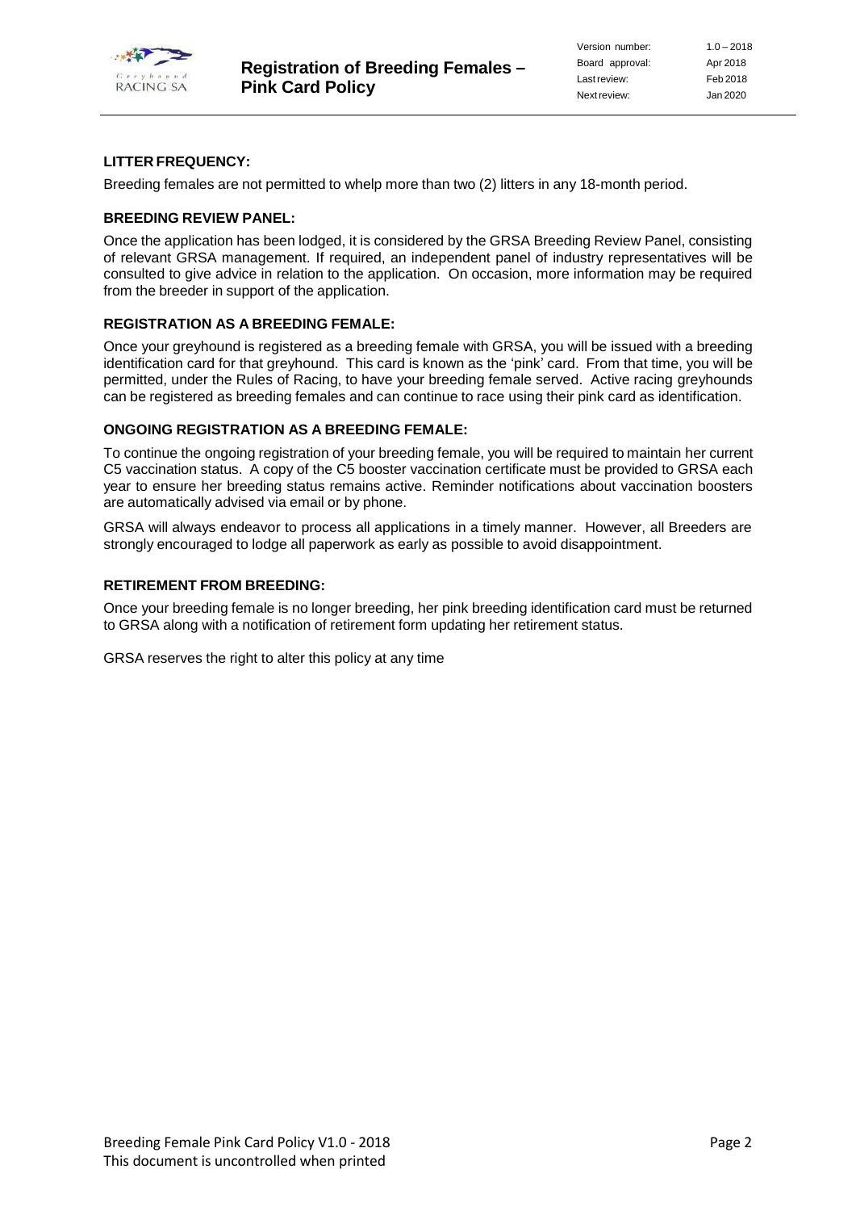**LITTER FREQUENCY:**

Breeding females are not permitted to whelp more than two (2) litters in any 18-month period.

**BREEDING REVIEW PANEL:**

Once the application has been lodged, it is considered by the GRSA Breeding Review Panel, consisting of relevant GRSA management. If required, an independent panel of industry representatives will be consulted to give advice in relation to the application. On occasion, more information may be required from the breeder in support of the application.

**REGISTRATION AS A BREEDING FEMALE:**

Once your greyhound is registered as a breeding female with GRSA, you will be issued with a breeding identification card for that greyhound. This card is known as the 'pink' card. From that time, you will be permitted, under the Rules of Racing, to have your breeding female served. Active racing greyhounds can be registered as breeding females and can continue to race using their pink card as identification.

**ONGOING REGISTRATION AS A BREEDING FEMALE:**

To continue the ongoing registration of your breeding female, you will be required to maintain her current C5 vaccination status. A copy of the C5 booster vaccination certificate must be provided to GRSA each year to ensure her breeding status remains active. Reminder notifications about vaccination boosters are automatically advised via email or by phone.

GRSA will always endeavor to process all applications in a timely manner. However, all Breeders are strongly encouraged to lodge all paperwork as early as possible to avoid disappointment.

**RETIREMENT FROM BREEDING:**

Once your breeding female is no longer breeding, her pink breeding identification card must be returned to GRSA along with a notification of retirement form updating her retirement status.

GRSA reserves the right to alter this policy at any time